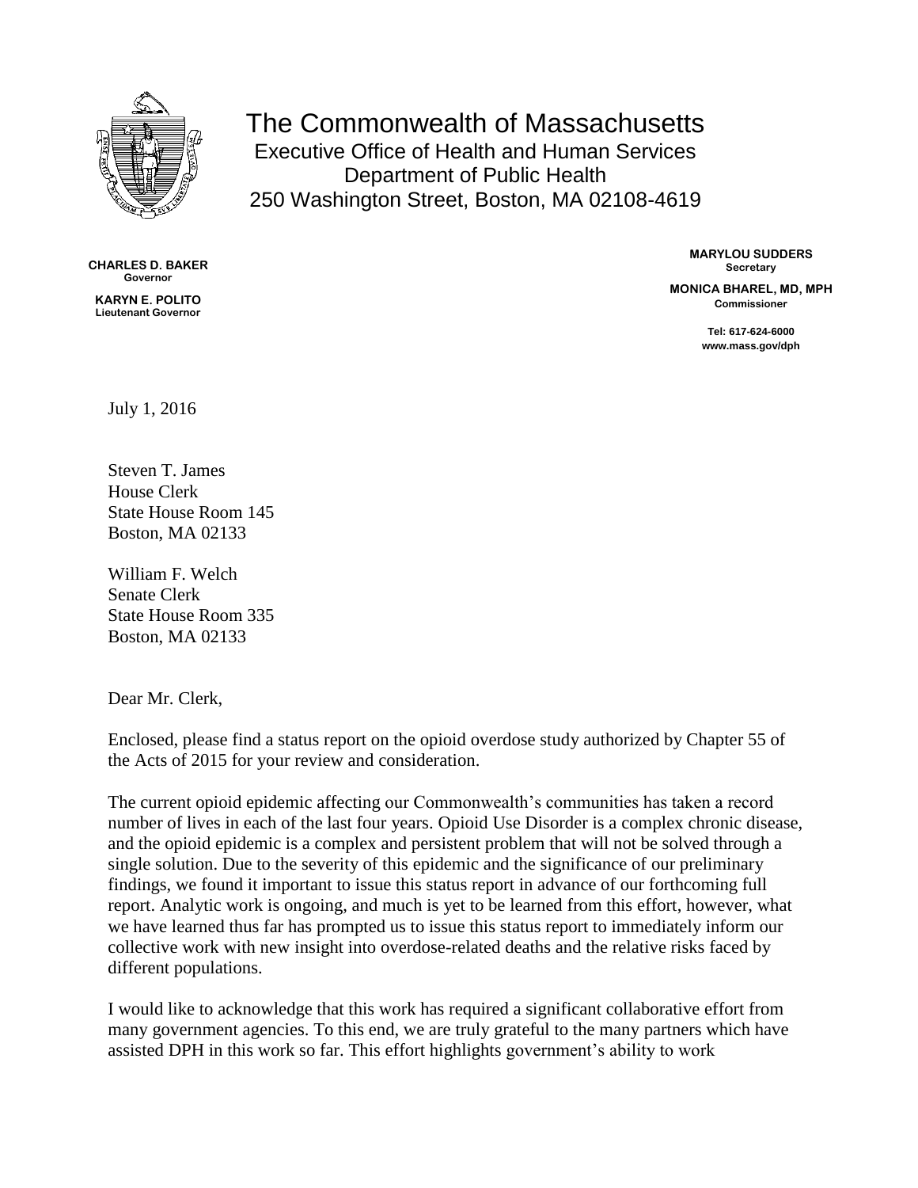# The Commonwealth of Massachusetts

Executive Office of Health and Human Services
Department of Public Health
250 Washington Street, Boston, MA 02108-4619

**CHARLES D. BAKER**
**Governor**

**KARYN E. POLITO**
**Lieutenant Governor**

**MARYLOU SUDDERS**
**Secretary**

**MONICA BHAREL, MD, MPH**
**Commissioner**

**Tel: 617-624-6000**
**www.mass.gov/dph**

July 1, 2016

Steven T. James
House Clerk
State House Room 145
Boston, MA 02133

William F. Welch
Senate Clerk
State House Room 335
Boston, MA 02133

Dear Mr. Clerk,

Enclosed, please find a status report on the opioid overdose study authorized by Chapter 55 of the Acts of 2015 for your review and consideration.

The current opioid epidemic affecting our Commonwealth's communities has taken a record number of lives in each of the last four years. Opioid Use Disorder is a complex chronic disease, and the opioid epidemic is a complex and persistent problem that will not be solved through a single solution. Due to the severity of this epidemic and the significance of our preliminary findings, we found it important to issue this status report in advance of our forthcoming full report. Analytic work is ongoing, and much is yet to be learned from this effort, however, what we have learned thus far has prompted us to issue this status report to immediately inform our collective work with new insight into overdose-related deaths and the relative risks faced by different populations.

I would like to acknowledge that this work has required a significant collaborative effort from many government agencies. To this end, we are truly grateful to the many partners which have assisted DPH in this work so far. This effort highlights government's ability to work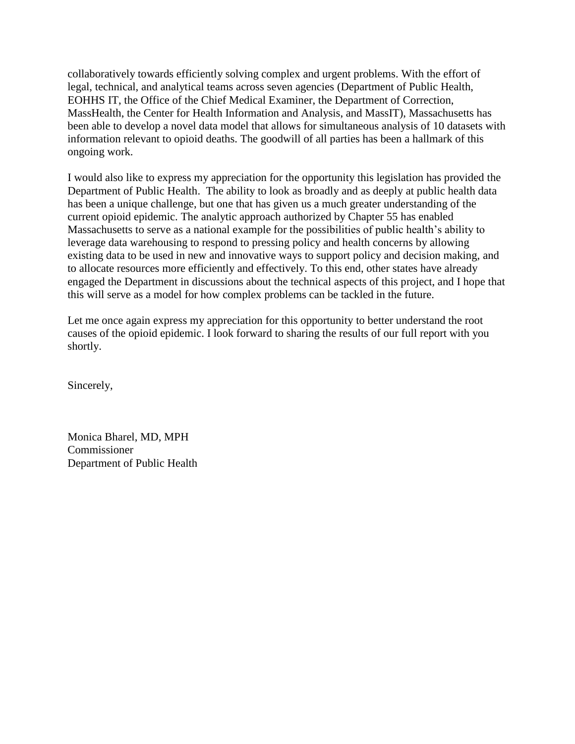collaboratively towards efficiently solving complex and urgent problems. With the effort of legal, technical, and analytical teams across seven agencies (Department of Public Health, EOHHS IT, the Office of the Chief Medical Examiner, the Department of Correction, MassHealth, the Center for Health Information and Analysis, and MassIT), Massachusetts has been able to develop a novel data model that allows for simultaneous analysis of 10 datasets with information relevant to opioid deaths. The goodwill of all parties has been a hallmark of this ongoing work.

I would also like to express my appreciation for the opportunity this legislation has provided the Department of Public Health. The ability to look as broadly and as deeply at public health data has been a unique challenge, but one that has given us a much greater understanding of the current opioid epidemic. The analytic approach authorized by Chapter 55 has enabled Massachusetts to serve as a national example for the possibilities of public health's ability to leverage data warehousing to respond to pressing policy and health concerns by allowing existing data to be used in new and innovative ways to support policy and decision making, and to allocate resources more efficiently and effectively. To this end, other states have already engaged the Department in discussions about the technical aspects of this project, and I hope that this will serve as a model for how complex problems can be tackled in the future.

Let me once again express my appreciation for this opportunity to better understand the root causes of the opioid epidemic. I look forward to sharing the results of our full report with you shortly.

Sincerely,

Monica Bharel, MD, MPH
Commissioner
Department of Public Health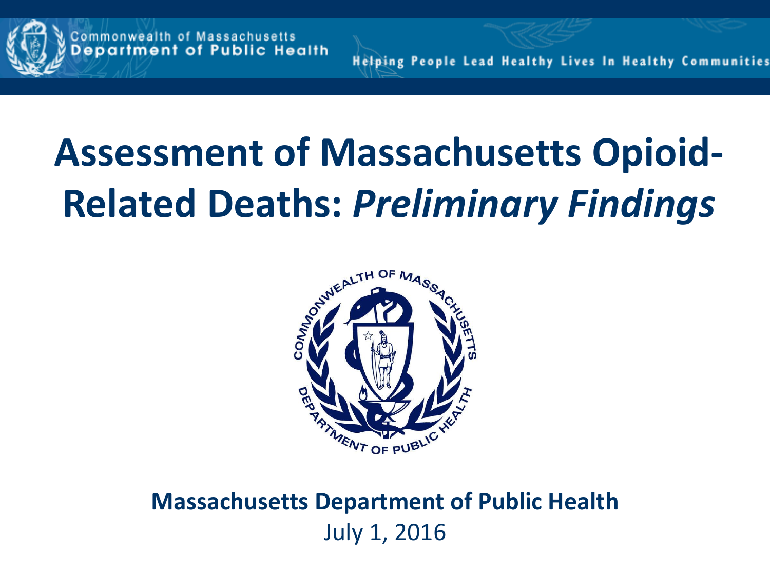# Assessment of Massachusetts Opioid-Related Deaths: *Preliminary Findings*

**Massachusetts Department of Public Health**

July 1, 2016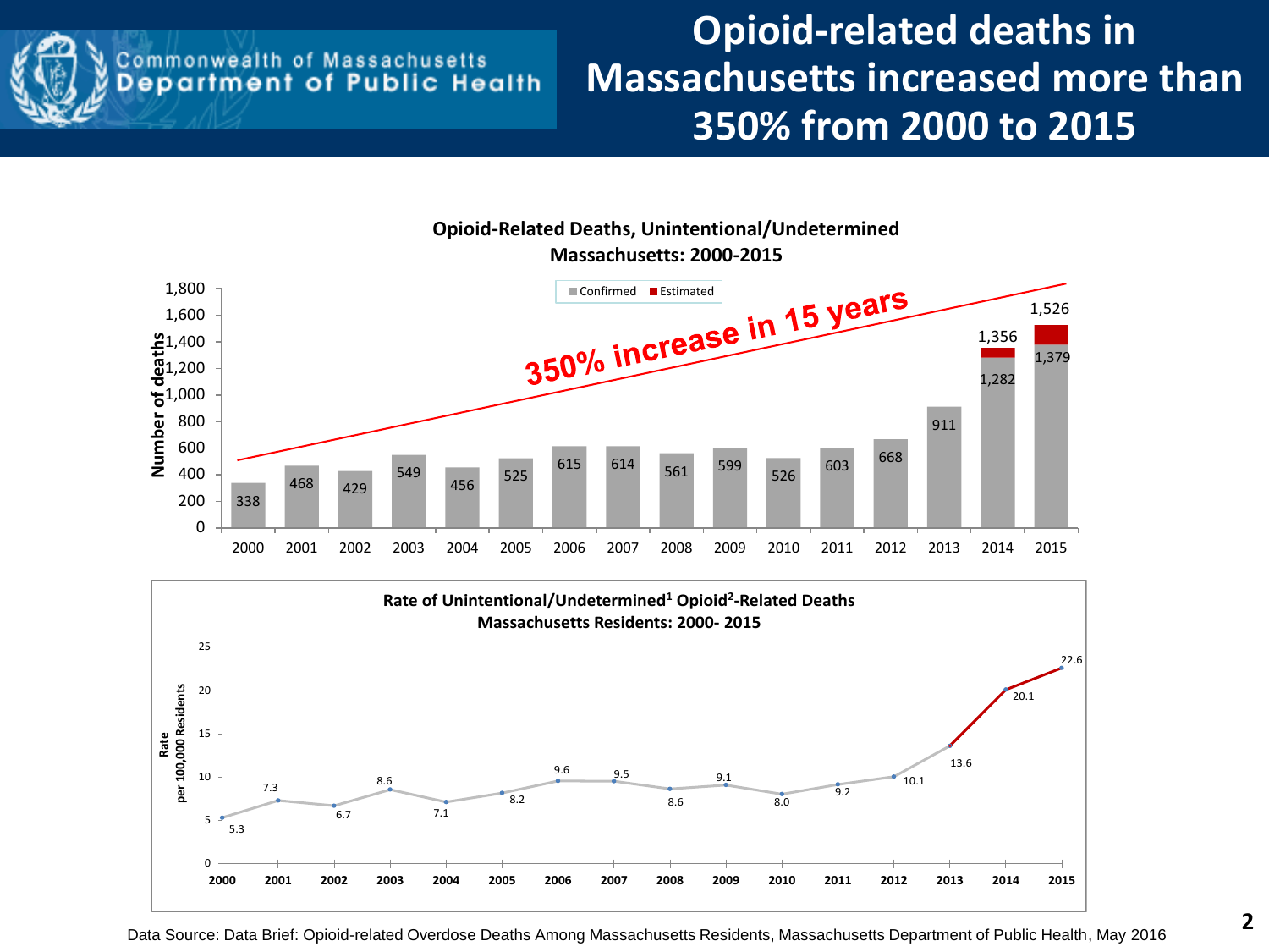Commonwealth of Massachusetts
Department of Public Health

# Opioid-related deaths in Massachusetts increased more than 350% from 2000 to 2015

**Opioid-Related Deaths, Unintentional/Undetermined**
**Massachusetts: 2000-2015**

350% increase in 15 years

| Year | Confirmed | Total (incl. Estimated) |
|---|---|---|
| 2000 | 338 | 338 |
| 2001 | 468 | 468 |
| 2002 | 429 | 429 |
| 2003 | 549 | 549 |
| 2004 | 456 | 456 |
| 2005 | 525 | 525 |
| 2006 | 615 | 615 |
| 2007 | 614 | 614 |
| 2008 | 561 | 561 |
| 2009 | 599 | 599 |
| 2010 | 526 | 526 |
| 2011 | 603 | 603 |
| 2012 | 668 | 668 |
| 2013 | 911 | 911 |
| 2014 | 1,282 | 1,356 |
| 2015 | 1,379 | 1,526 |

**Rate of Unintentional/Undetermined[1] Opioid[2]-Related Deaths**
**Massachusetts Residents: 2000- 2015**

| Year | Rate per 100,000 Residents |
|---|---|
| 2000 | 5.3 |
| 2001 | 7.3 |
| 2002 | 6.7 |
| 2003 | 8.6 |
| 2004 | 7.1 |
| 2005 | 8.2 |
| 2006 | 9.6 |
| 2007 | 9.5 |
| 2008 | 8.6 |
| 2009 | 9.1 |
| 2010 | 8.0 |
| 2011 | 9.2 |
| 2012 | 10.1 |
| 2013 | 13.6 |
| 2014 | 20.1 |
| 2015 | 22.6 |

Data Source: Data Brief: Opioid-related Overdose Deaths Among Massachusetts Residents, Massachusetts Department of Public Health, May 2016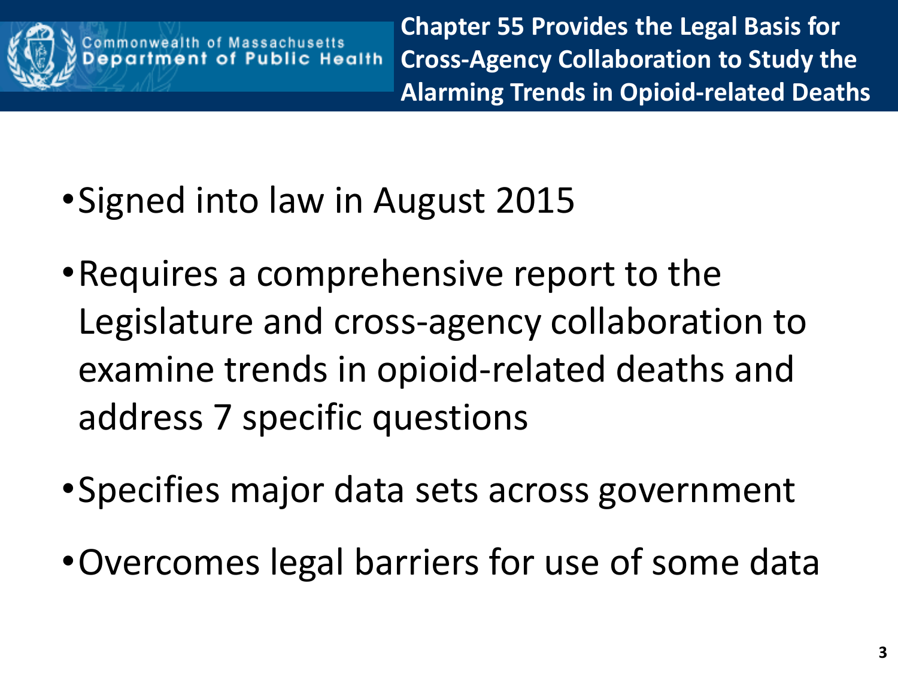Commonwealth of Massachusetts
Department of Public Health

# Chapter 55 Provides the Legal Basis for Cross-Agency Collaboration to Study the Alarming Trends in Opioid-related Deaths

- Signed into law in August 2015
- Requires a comprehensive report to the Legislature and cross-agency collaboration to examine trends in opioid-related deaths and address 7 specific questions
- Specifies major data sets across government
- Overcomes legal barriers for use of some data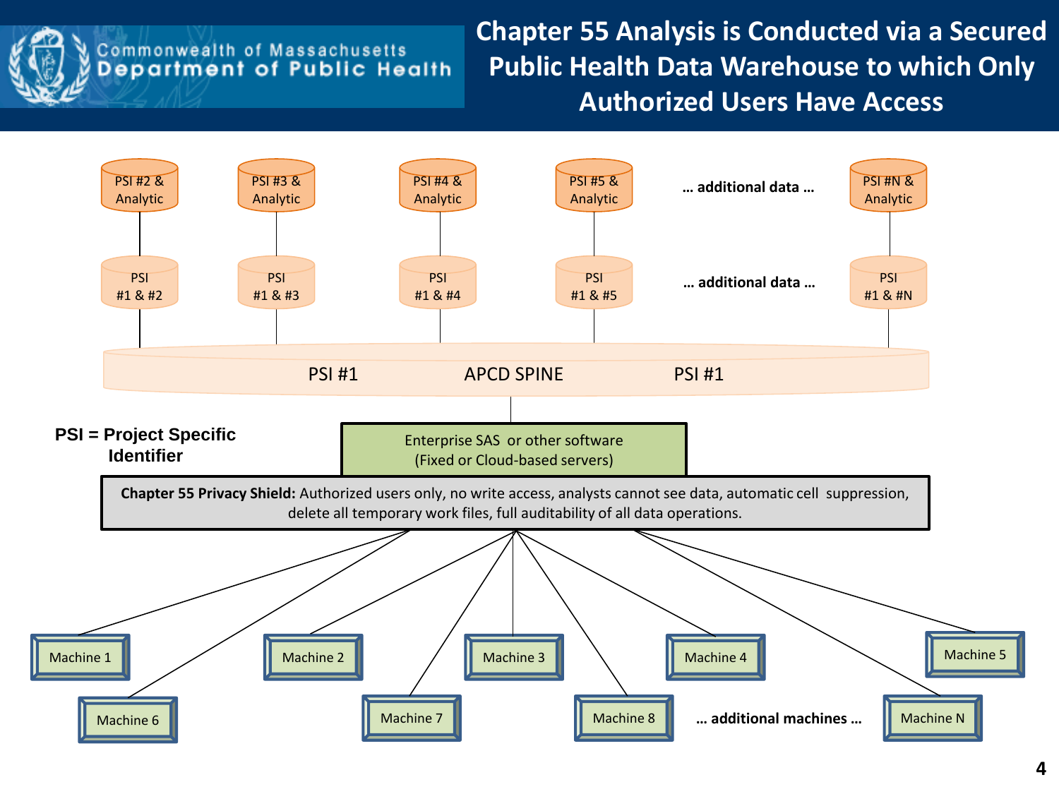Commonwealth of Massachusetts
Department of Public Health

# Chapter 55 Analysis is Conducted via a Secured Public Health Data Warehouse to which Only Authorized Users Have Access

PSI #2 & Analytic | PSI #3 & Analytic | PSI #4 & Analytic | PSI #5 & Analytic | … additional data … | PSI #N & Analytic

PSI #1 & #2 | PSI #1 & #3 | PSI #1 & #4 | PSI #1 & #5 | … additional data … | PSI #1 & #N

PSI #1 APCD SPINE PSI #1

**PSI = Project Specific Identifier**

Enterprise SAS or other software
(Fixed or Cloud-based servers)

**Chapter 55 Privacy Shield:** Authorized users only, no write access, analysts cannot see data, automatic cell suppression, delete all temporary work files, full auditability of all data operations.

Machine 1 | Machine 2 | Machine 3 | Machine 4 | Machine 5

Machine 6 | Machine 7 | Machine 8 | … additional machines … | Machine N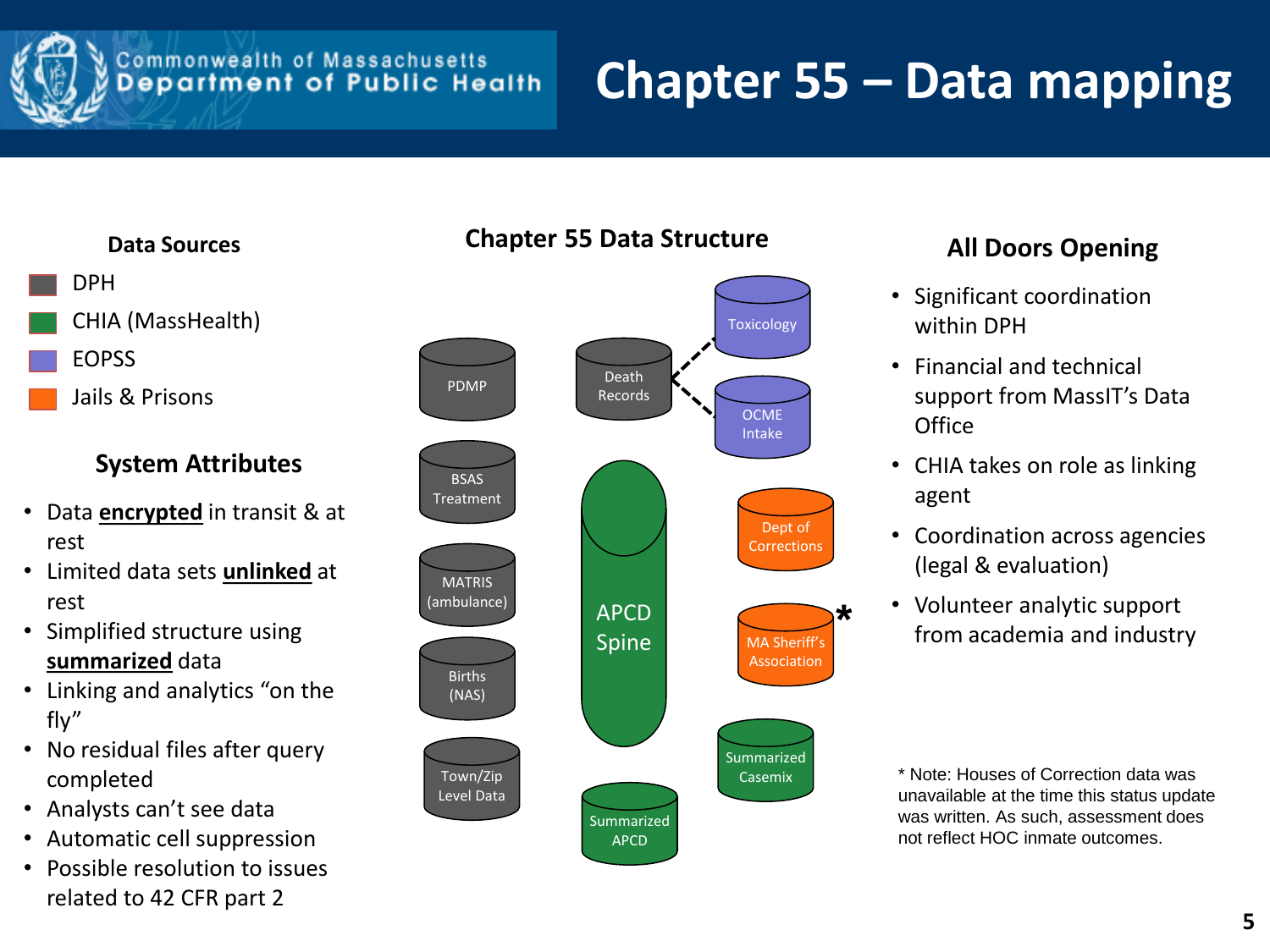# Chapter 55 – Data mapping

Commonwealth of Massachusetts
Department of Public Health

## Data Sources

- DPH
- CHIA (MassHealth)
- EOPSS
- Jails & Prisons

## System Attributes

- Data **encrypted** in transit & at rest
- Limited data sets **unlinked** at rest
- Simplified structure using **summarized** data
- Linking and analytics "on the fly"
- No residual files after query completed
- Analysts can't see data
- Automatic cell suppression
- Possible resolution to issues related to 42 CFR part 2

## Chapter 55 Data Structure

- PDMP
- BSAS Treatment
- MATRIS (ambulance)
- Births (NAS)
- Town/Zip Level Data
- Death Records
- Toxicology
- OCME Intake
- APCD Spine
- Summarized APCD
- Dept of Corrections
- MA Sheriff's Association *
- Summarized Casemix

## All Doors Opening

- Significant coordination within DPH
- Financial and technical support from MassIT's Data Office
- CHIA takes on role as linking agent
- Coordination across agencies (legal & evaluation)
- Volunteer analytic support from academia and industry

* Note: Houses of Correction data was unavailable at the time this status update was written. As such, assessment does not reflect HOC inmate outcomes.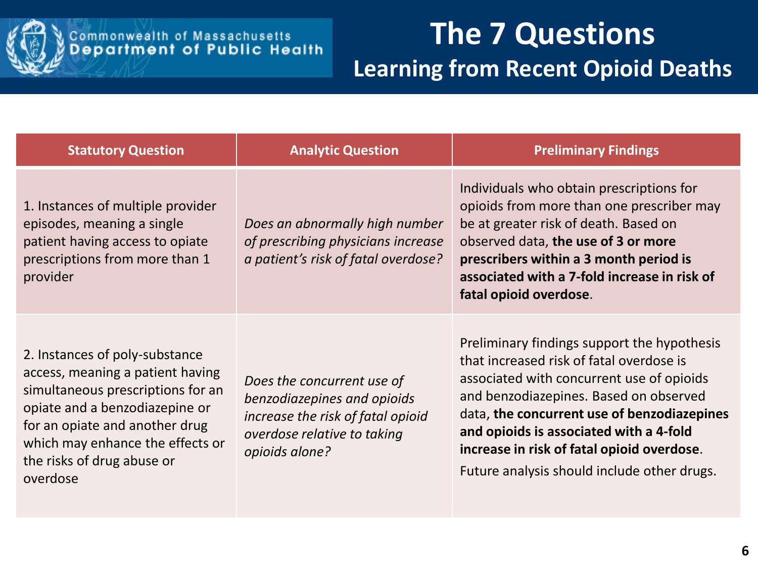Commonwealth of Massachusetts
Department of Public Health

# The 7 Questions

## Learning from Recent Opioid Deaths

| Statutory Question | Analytic Question | Preliminary Findings |
| --- | --- | --- |
| 1. Instances of multiple provider episodes, meaning a single patient having access to opiate prescriptions from more than 1 provider | *Does an abnormally high number of prescribing physicians increase a patient's risk of fatal overdose?* | Individuals who obtain prescriptions for opioids from more than one prescriber may be at greater risk of death. Based on observed data, **the use of 3 or more prescribers within a 3 month period is associated with a 7-fold increase in risk of fatal opioid overdose**. |
| 2. Instances of poly-substance access, meaning a patient having simultaneous prescriptions for an opiate and a benzodiazepine or for an opiate and another drug which may enhance the effects or the risks of drug abuse or overdose | *Does the concurrent use of benzodiazepines and opioids increase the risk of fatal opioid overdose relative to taking opioids alone?* | Preliminary findings support the hypothesis that increased risk of fatal overdose is associated with concurrent use of opioids and benzodiazepines. Based on observed data, **the concurrent use of benzodiazepines and opioids is associated with a 4-fold increase in risk of fatal opioid overdose**. Future analysis should include other drugs. |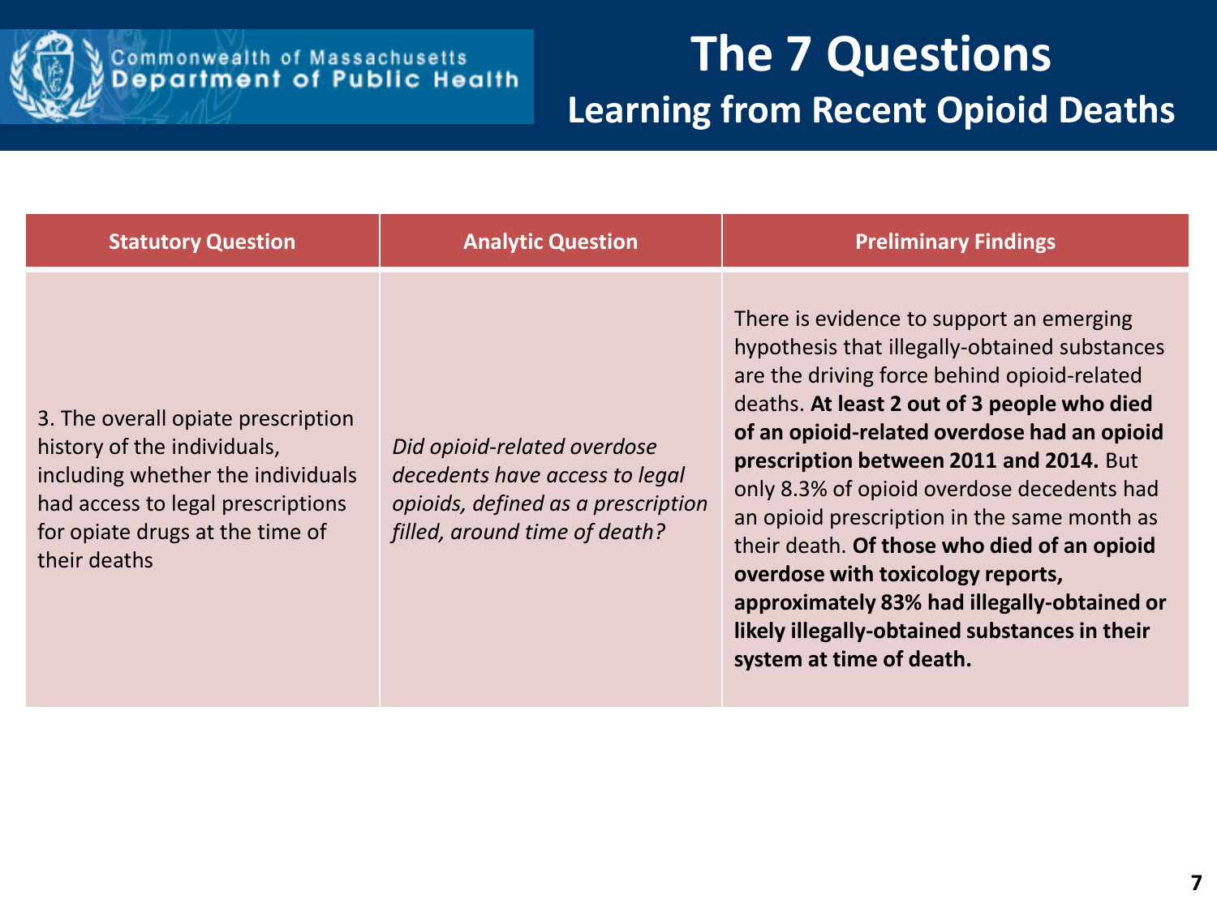Commonwealth of Massachusetts
Department of Public Health

# The 7 Questions

## Learning from Recent Opioid Deaths

| Statutory Question | Analytic Question | Preliminary Findings |
|---|---|---|
| 3. The overall opiate prescription history of the individuals, including whether the individuals had access to legal prescriptions for opiate drugs at the time of their deaths | *Did opioid-related overdose decedents have access to legal opioids, defined as a prescription filled, around time of death?* | There is evidence to support an emerging hypothesis that illegally-obtained substances are the driving force behind opioid-related deaths. **At least 2 out of 3 people who died of an opioid-related overdose had an opioid prescription between 2011 and 2014.** But only 8.3% of opioid overdose decedents had an opioid prescription in the same month as their death. **Of those who died of an opioid overdose with toxicology reports, approximately 83% had illegally-obtained or likely illegally-obtained substances in their system at time of death.** |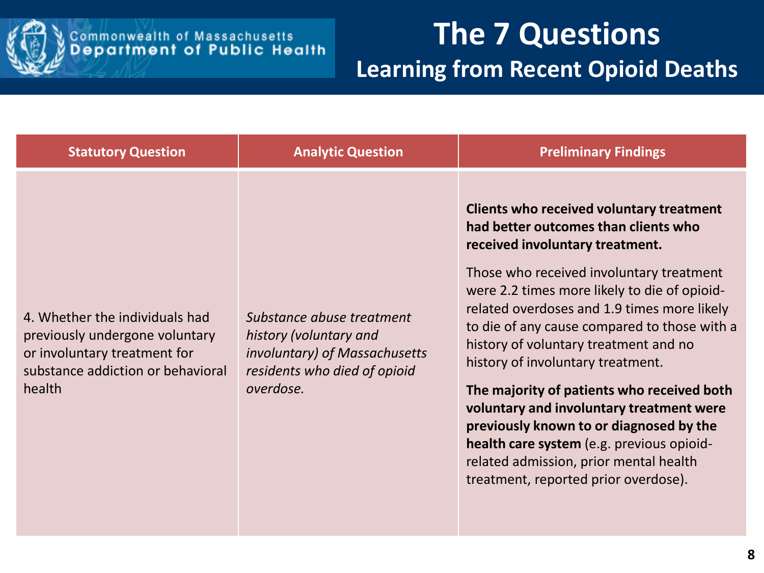Commonwealth of Massachusetts
Department of Public Health

# The 7 Questions

## Learning from Recent Opioid Deaths

| Statutory Question | Analytic Question | Preliminary Findings |
|---|---|---|
| 4. Whether the individuals had previously undergone voluntary or involuntary treatment for substance addiction or behavioral health | *Substance abuse treatment history (voluntary and involuntary) of Massachusetts residents who died of opioid overdose.* | **Clients who received voluntary treatment had better outcomes than clients who received involuntary treatment.**<br><br>Those who received involuntary treatment were 2.2 times more likely to die of opioid-related overdoses and 1.9 times more likely to die of any cause compared to those with a history of voluntary treatment and no history of involuntary treatment.<br><br>**The majority of patients who received both voluntary and involuntary treatment were previously known to or diagnosed by the health care system** (e.g. previous opioid-related admission, prior mental health treatment, reported prior overdose). |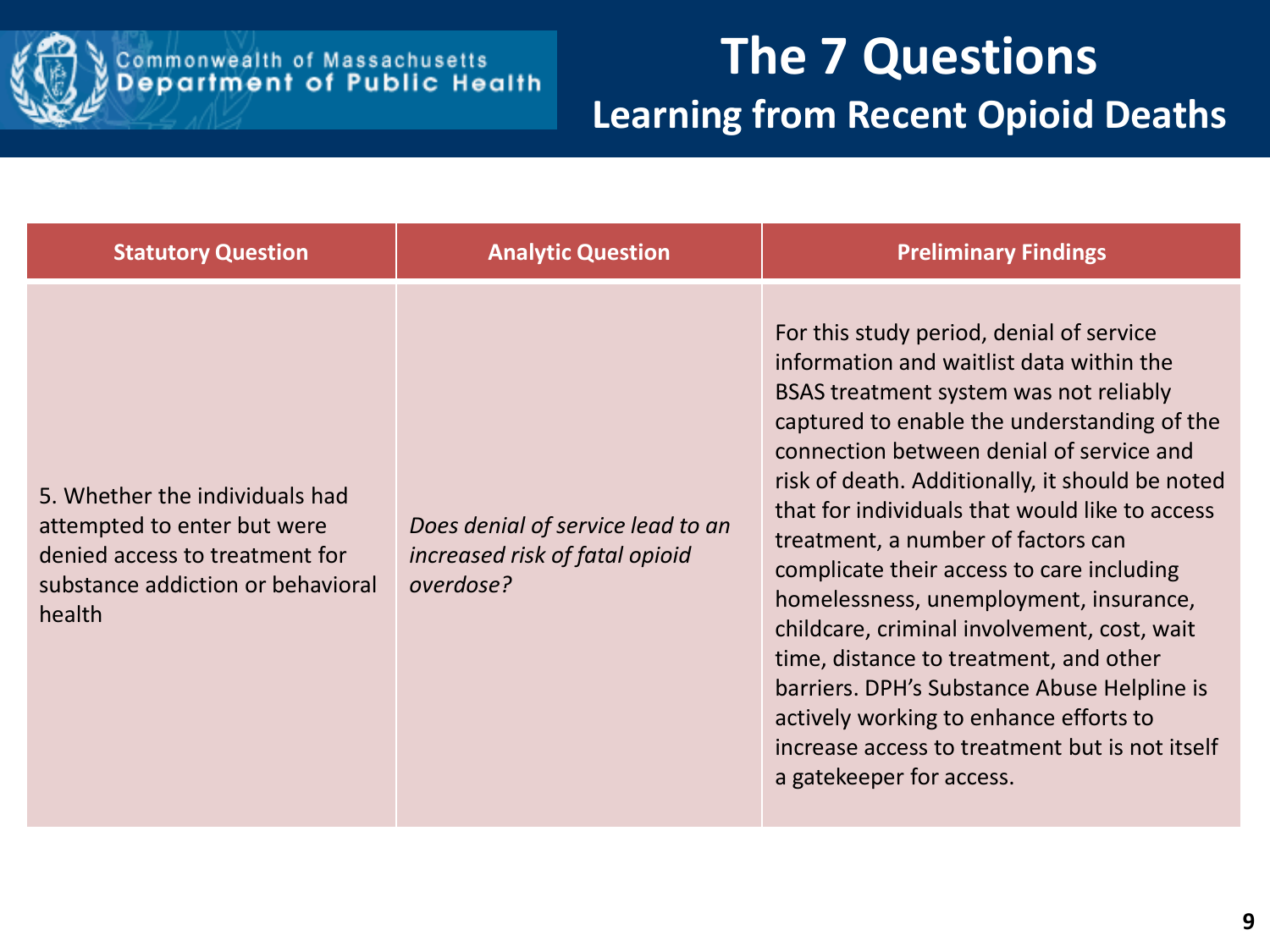# The 7 Questions

## Learning from Recent Opioid Deaths

| Statutory Question | Analytic Question | Preliminary Findings |
|---|---|---|
| 5. Whether the individuals had attempted to enter but were denied access to treatment for substance addiction or behavioral health | *Does denial of service lead to an increased risk of fatal opioid overdose?* | For this study period, denial of service information and waitlist data within the BSAS treatment system was not reliably captured to enable the understanding of the connection between denial of service and risk of death. Additionally, it should be noted that for individuals that would like to access treatment, a number of factors can complicate their access to care including homelessness, unemployment, insurance, childcare, criminal involvement, cost, wait time, distance to treatment, and other barriers. DPH's Substance Abuse Helpline is actively working to enhance efforts to increase access to treatment but is not itself a gatekeeper for access. |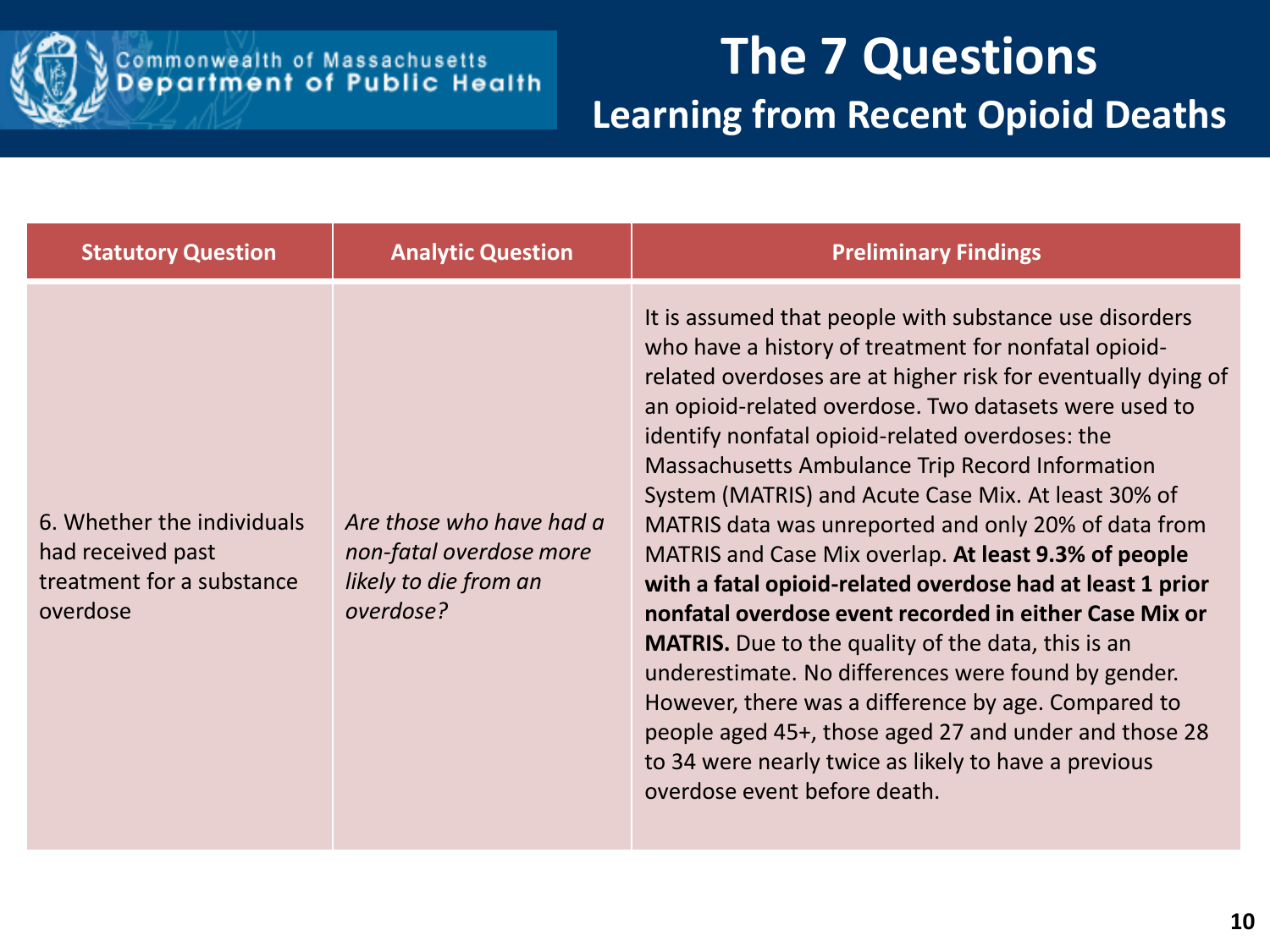# The 7 Questions

## Learning from Recent Opioid Deaths

| Statutory Question | Analytic Question | Preliminary Findings |
|---|---|---|
| 6. Whether the individuals had received past treatment for a substance overdose | *Are those who have had a non-fatal overdose more likely to die from an overdose?* | It is assumed that people with substance use disorders who have a history of treatment for nonfatal opioid-related overdoses are at higher risk for eventually dying of an opioid-related overdose. Two datasets were used to identify nonfatal opioid-related overdoses: the Massachusetts Ambulance Trip Record Information System (MATRIS) and Acute Case Mix. At least 30% of MATRIS data was unreported and only 20% of data from MATRIS and Case Mix overlap. **At least 9.3% of people with a fatal opioid-related overdose had at least 1 prior nonfatal overdose event recorded in either Case Mix or MATRIS.** Due to the quality of the data, this is an underestimate. No differences were found by gender. However, there was a difference by age. Compared to people aged 45+, those aged 27 and under and those 28 to 34 were nearly twice as likely to have a previous overdose event before death. |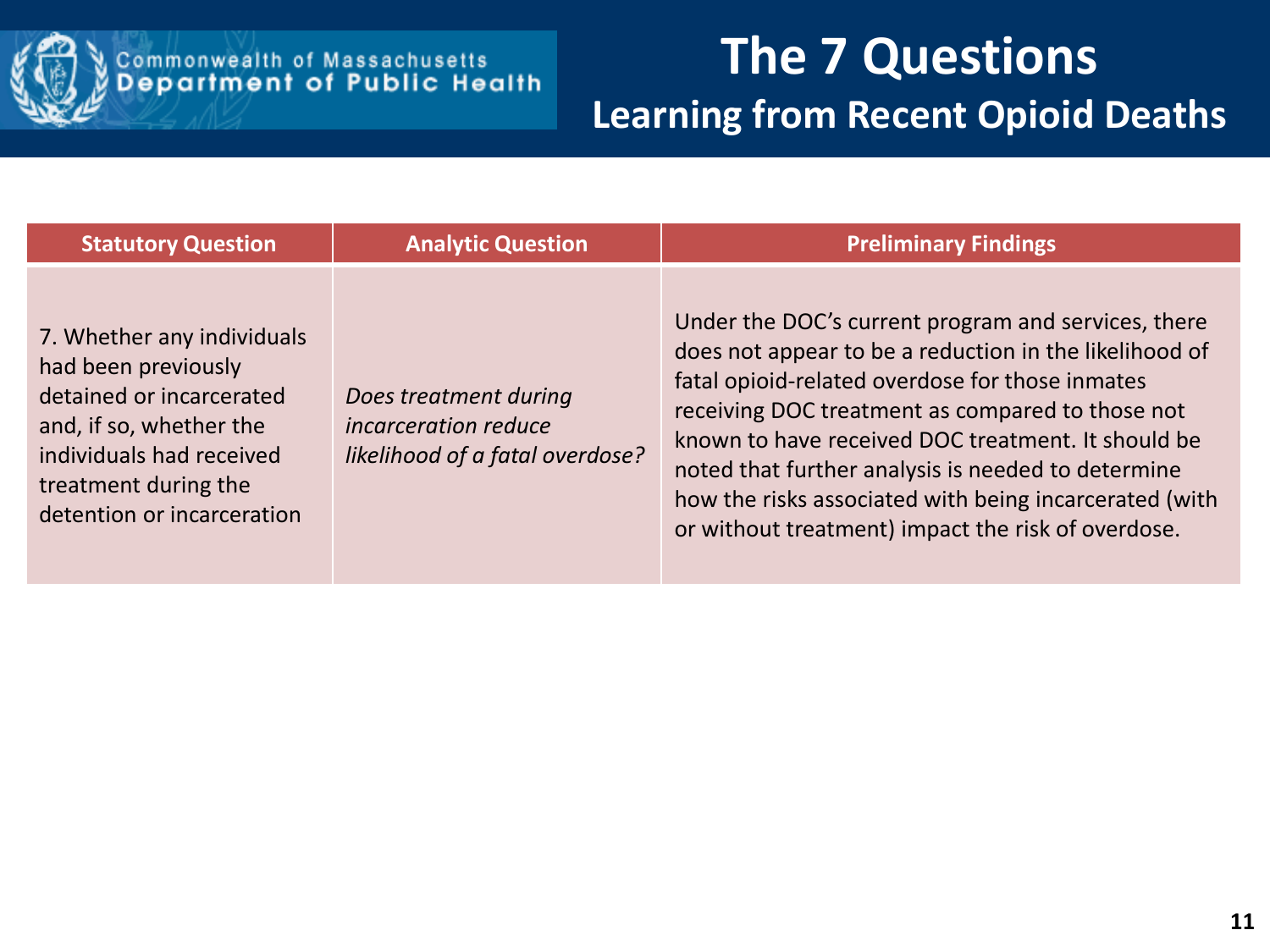Commonwealth of Massachusetts
Department of Public Health

# The 7 Questions

## Learning from Recent Opioid Deaths

| Statutory Question | Analytic Question | Preliminary Findings |
|---|---|---|
| 7. Whether any individuals had been previously detained or incarcerated and, if so, whether the individuals had received treatment during the detention or incarceration | *Does treatment during incarceration reduce likelihood of a fatal overdose?* | Under the DOC's current program and services, there does not appear to be a reduction in the likelihood of fatal opioid-related overdose for those inmates receiving DOC treatment as compared to those not known to have received DOC treatment. It should be noted that further analysis is needed to determine how the risks associated with being incarcerated (with or without treatment) impact the risk of overdose. |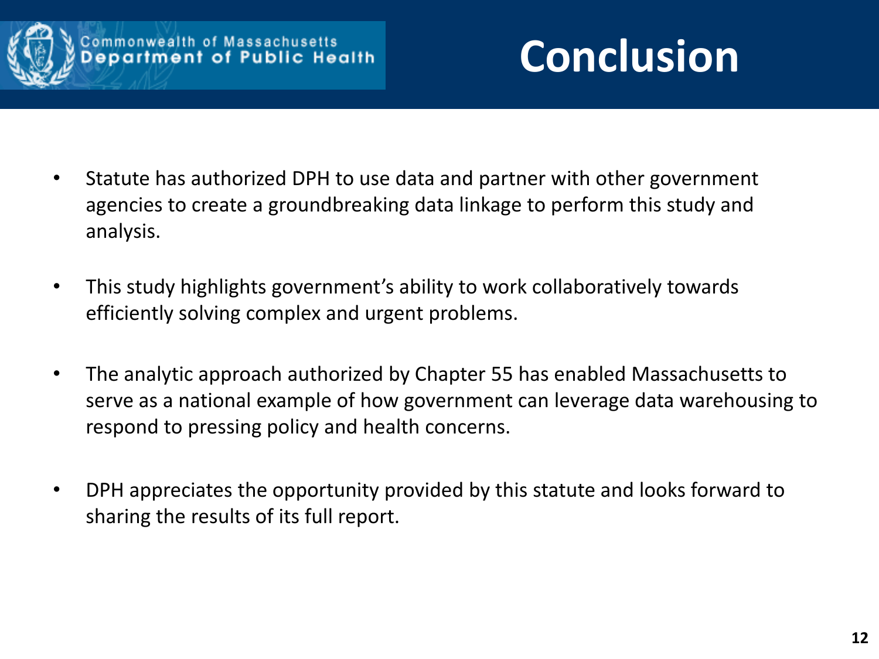# Conclusion

- Statute has authorized DPH to use data and partner with other government agencies to create a groundbreaking data linkage to perform this study and analysis.

- This study highlights government's ability to work collaboratively towards efficiently solving complex and urgent problems.

- The analytic approach authorized by Chapter 55 has enabled Massachusetts to serve as a national example of how government can leverage data warehousing to respond to pressing policy and health concerns.

- DPH appreciates the opportunity provided by this statute and looks forward to sharing the results of its full report.